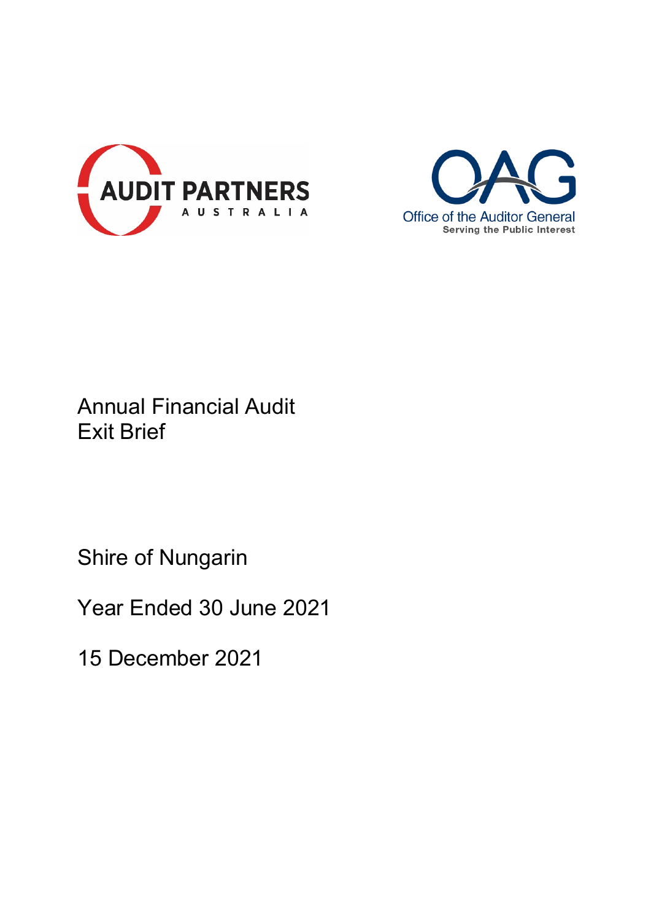AUDIT PARTNERS
AUSTRALIA

OAG
Office of the Auditor General
Serving the Public Interest

# Annual Financial Audit
# Exit Brief

Shire of Nungarin

Year Ended 30 June 2021

15 December 2021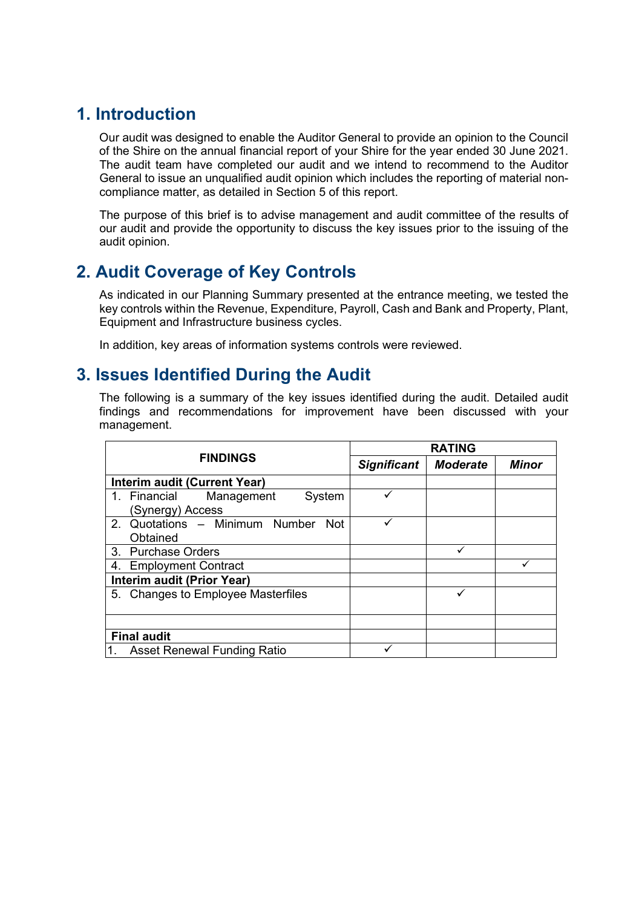## 1. Introduction

Our audit was designed to enable the Auditor General to provide an opinion to the Council of the Shire on the annual financial report of your Shire for the year ended 30 June 2021. The audit team have completed our audit and we intend to recommend to the Auditor General to issue an unqualified audit opinion which includes the reporting of material non-compliance matter, as detailed in Section 5 of this report.

The purpose of this brief is to advise management and audit committee of the results of our audit and provide the opportunity to discuss the key issues prior to the issuing of the audit opinion.

## 2. Audit Coverage of Key Controls

As indicated in our Planning Summary presented at the entrance meeting, we tested the key controls within the Revenue, Expenditure, Payroll, Cash and Bank and Property, Plant, Equipment and Infrastructure business cycles.

In addition, key areas of information systems controls were reviewed.

## 3. Issues Identified During the Audit

The following is a summary of the key issues identified during the audit. Detailed audit findings and recommendations for improvement have been discussed with your management.

| FINDINGS | RATING | | |
|---|---|---|---|
| | ***Significant*** | ***Moderate*** | ***Minor*** |
| **Interim audit (Current Year)** | | | |
| 1. Financial Management System (Synergy) Access | ✓ | | |
| 2. Quotations – Minimum Number Not Obtained | ✓ | | |
| 3. Purchase Orders | | ✓ | |
| 4. Employment Contract | | | ✓ |
| **Interim audit (Prior Year)** | | | |
| 5. Changes to Employee Masterfiles | | ✓ | |
| | | | |
| **Final audit** | | | |
| 1. Asset Renewal Funding Ratio | ✓ | | |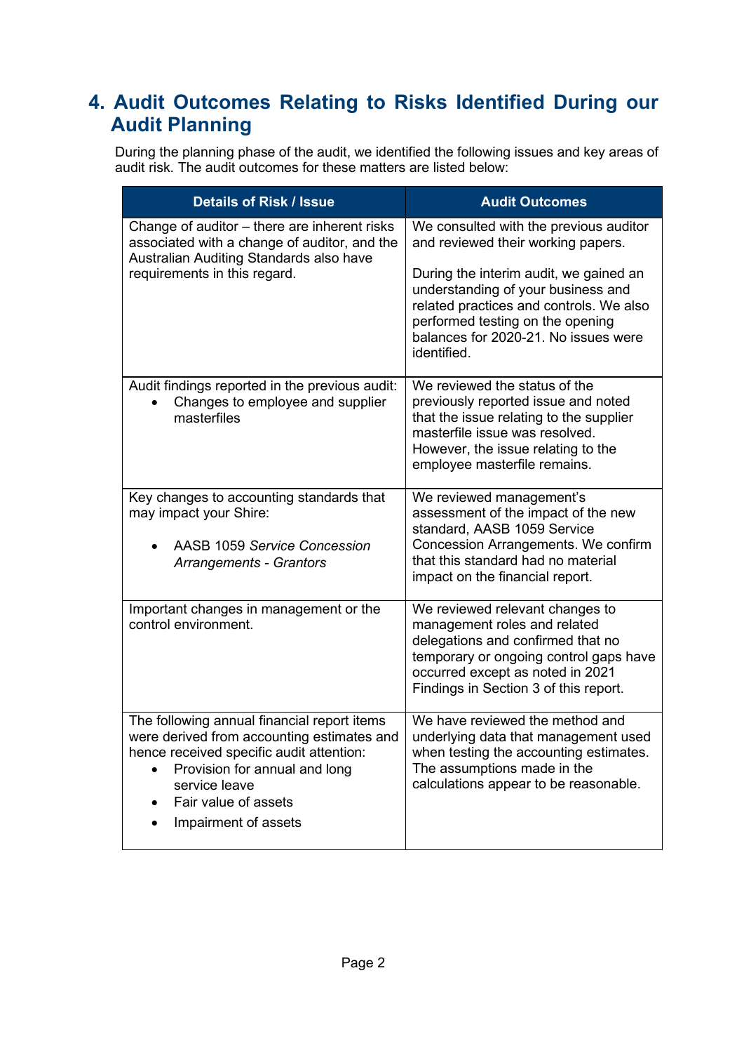# 4. Audit Outcomes Relating to Risks Identified During our Audit Planning

During the planning phase of the audit, we identified the following issues and key areas of audit risk. The audit outcomes for these matters are listed below:

| Details of Risk / Issue | Audit Outcomes |
|---|---|
| Change of auditor – there are inherent risks associated with a change of auditor, and the Australian Auditing Standards also have requirements in this regard. | We consulted with the previous auditor and reviewed their working papers.<br><br>During the interim audit, we gained an understanding of your business and related practices and controls. We also performed testing on the opening balances for 2020-21. No issues were identified. |
| Audit findings reported in the previous audit:<br>• Changes to employee and supplier masterfiles | We reviewed the status of the previously reported issue and noted that the issue relating to the supplier masterfile issue was resolved. However, the issue relating to the employee masterfile remains. |
| Key changes to accounting standards that may impact your Shire:<br>• AASB 1059 *Service Concession Arrangements - Grantors* | We reviewed management's assessment of the impact of the new standard, AASB 1059 Service Concession Arrangements. We confirm that this standard had no material impact on the financial report. |
| Important changes in management or the control environment. | We reviewed relevant changes to management roles and related delegations and confirmed that no temporary or ongoing control gaps have occurred except as noted in 2021 Findings in Section 3 of this report. |
| The following annual financial report items were derived from accounting estimates and hence received specific audit attention:<br>• Provision for annual and long service leave<br>• Fair value of assets<br>• Impairment of assets | We have reviewed the method and underlying data that management used when testing the accounting estimates. The assumptions made in the calculations appear to be reasonable. |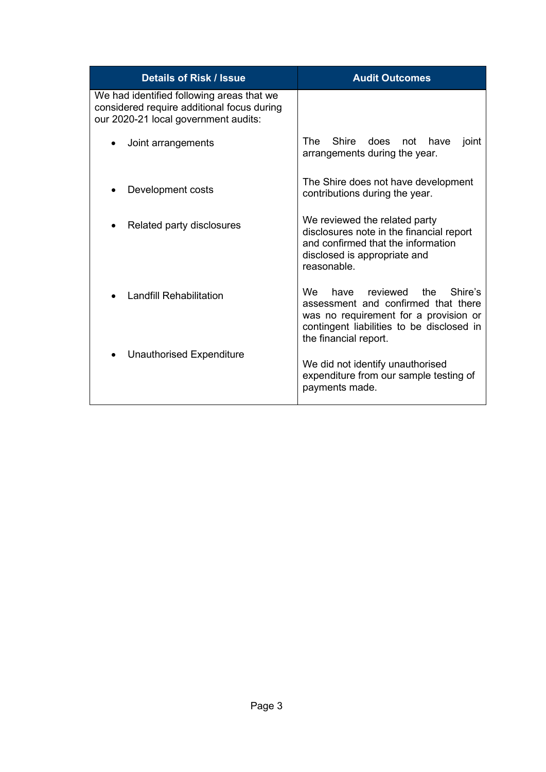| Details of Risk / Issue | Audit Outcomes |
| --- | --- |
| We had identified following areas that we considered require additional focus during our 2020-21 local government audits: | |
| • Joint arrangements | The Shire does not have joint arrangements during the year. |
| • Development costs | The Shire does not have development contributions during the year. |
| • Related party disclosures | We reviewed the related party disclosures note in the financial report and confirmed that the information disclosed is appropriate and reasonable. |
| • Landfill Rehabilitation | We have reviewed the Shire's assessment and confirmed that there was no requirement for a provision or contingent liabilities to be disclosed in the financial report. |
| • Unauthorised Expenditure | We did not identify unauthorised expenditure from our sample testing of payments made. |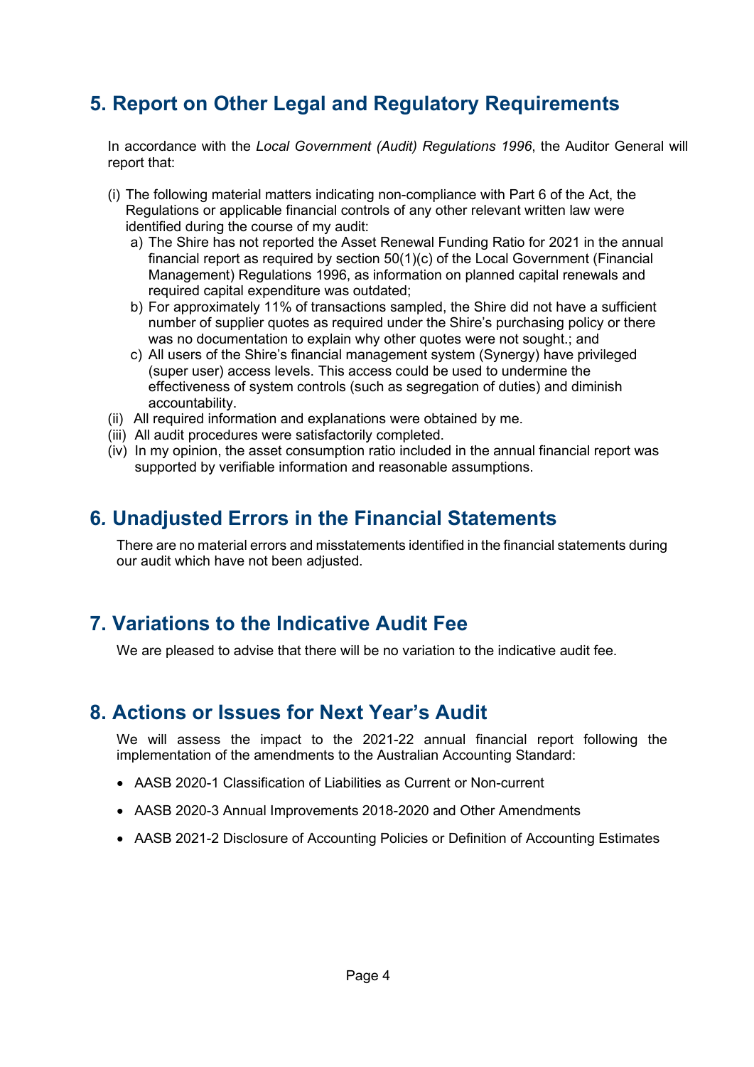## 5. Report on Other Legal and Regulatory Requirements

In accordance with the *Local Government (Audit) Regulations 1996*, the Auditor General will report that:

(i) The following material matters indicating non-compliance with Part 6 of the Act, the Regulations or applicable financial controls of any other relevant written law were identified during the course of my audit:

   a) The Shire has not reported the Asset Renewal Funding Ratio for 2021 in the annual financial report as required by section 50(1)(c) of the Local Government (Financial Management) Regulations 1996, as information on planned capital renewals and required capital expenditure was outdated;

   b) For approximately 11% of transactions sampled, the Shire did not have a sufficient number of supplier quotes as required under the Shire's purchasing policy or there was no documentation to explain why other quotes were not sought.; and

   c) All users of the Shire's financial management system (Synergy) have privileged (super user) access levels. This access could be used to undermine the effectiveness of system controls (such as segregation of duties) and diminish accountability.

(ii) All required information and explanations were obtained by me.

(iii) All audit procedures were satisfactorily completed.

(iv) In my opinion, the asset consumption ratio included in the annual financial report was supported by verifiable information and reasonable assumptions.

## 6. Unadjusted Errors in the Financial Statements

There are no material errors and misstatements identified in the financial statements during our audit which have not been adjusted.

## 7. Variations to the Indicative Audit Fee

We are pleased to advise that there will be no variation to the indicative audit fee.

## 8. Actions or Issues for Next Year's Audit

We will assess the impact to the 2021-22 annual financial report following the implementation of the amendments to the Australian Accounting Standard:

- AASB 2020-1 Classification of Liabilities as Current or Non-current
- AASB 2020-3 Annual Improvements 2018-2020 and Other Amendments
- AASB 2021-2 Disclosure of Accounting Policies or Definition of Accounting Estimates